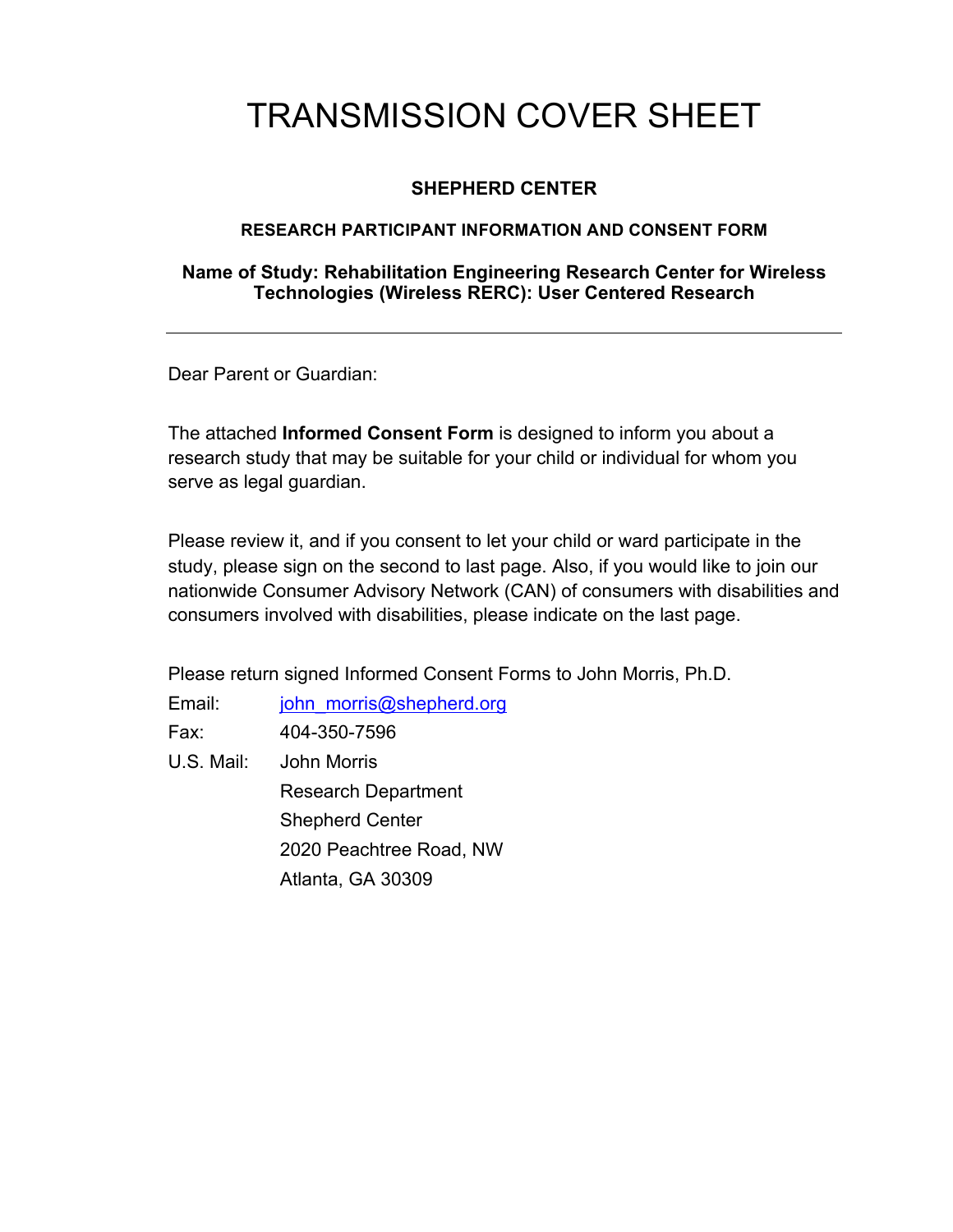# TRANSMISSION COVER SHEET

## SHEPHERD CENTER

### RESEARCH PARTICIPANT INFORMATION AND CONSENT FORM

**Name of Study: Rehabilitation Engineering Research Center for Wireless Technologies (Wireless RERC): User Centered Research**

---

Dear Parent or Guardian:

The attached **Informed Consent Form** is designed to inform you about a research study that may be suitable for your child or individual for whom you serve as legal guardian.

Please review it, and if you consent to let your child or ward participate in the study, please sign on the second to last page. Also, if you would like to join our nationwide Consumer Advisory Network (CAN) of consumers with disabilities and consumers involved with disabilities, please indicate on the last page.

Please return signed Informed Consent Forms to John Morris, Ph.D.

Email: john_morris@shepherd.org

Fax: 404-350-7596

U.S. Mail: John Morris
Research Department
Shepherd Center
2020 Peachtree Road, NW
Atlanta, GA 30309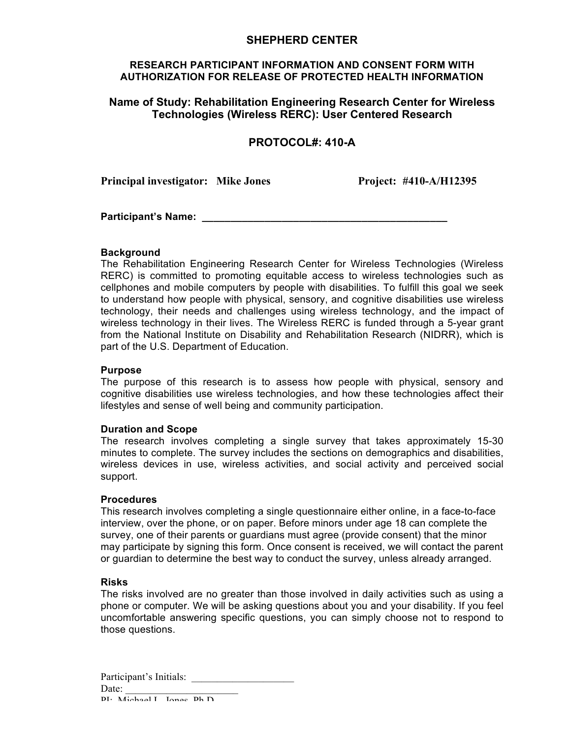# SHEPHERD CENTER

## RESEARCH PARTICIPANT INFORMATION AND CONSENT FORM WITH AUTHORIZATION FOR RELEASE OF PROTECTED HEALTH INFORMATION

## Name of Study: Rehabilitation Engineering Research Center for Wireless Technologies (Wireless RERC): User Centered Research

## PROTOCOL#: 410-A

**Principal investigator: Mike Jones** **Project: #410-A/H12395**

**Participant's Name: _____________________________________________**

### Background

The Rehabilitation Engineering Research Center for Wireless Technologies (Wireless RERC) is committed to promoting equitable access to wireless technologies such as cellphones and mobile computers by people with disabilities. To fulfill this goal we seek to understand how people with physical, sensory, and cognitive disabilities use wireless technology, their needs and challenges using wireless technology, and the impact of wireless technology in their lives. The Wireless RERC is funded through a 5-year grant from the National Institute on Disability and Rehabilitation Research (NIDRR), which is part of the U.S. Department of Education.

### Purpose

The purpose of this research is to assess how people with physical, sensory and cognitive disabilities use wireless technologies, and how these technologies affect their lifestyles and sense of well being and community participation.

### Duration and Scope

The research involves completing a single survey that takes approximately 15-30 minutes to complete. The survey includes the sections on demographics and disabilities, wireless devices in use, wireless activities, and social activity and perceived social support.

### Procedures

This research involves completing a single questionnaire either online, in a face-to-face interview, over the phone, or on paper. Before minors under age 18 can complete the survey, one of their parents or guardians must agree (provide consent) that the minor may participate by signing this form. Once consent is received, we will contact the parent or guardian to determine the best way to conduct the survey, unless already arranged.

### Risks

The risks involved are no greater than those involved in daily activities such as using a phone or computer. We will be asking questions about you and your disability. If you feel uncomfortable answering specific questions, you can simply choose not to respond to those questions.

Participant's Initials: ____________________
Date: ______________________
PI: Michael L. Jones, Ph.D.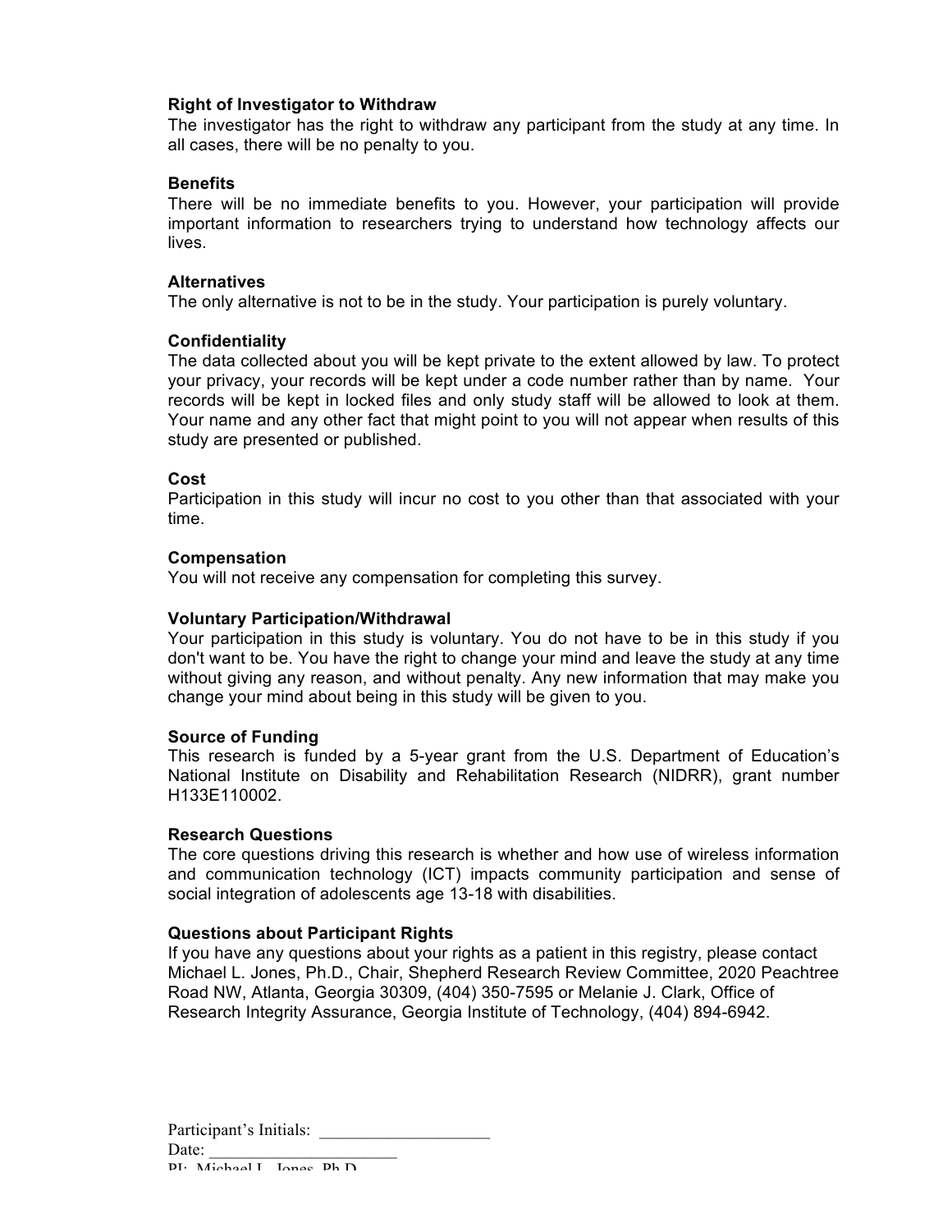**Right of Investigator to Withdraw**
The investigator has the right to withdraw any participant from the study at any time. In all cases, there will be no penalty to you.

**Benefits**
There will be no immediate benefits to you. However, your participation will provide important information to researchers trying to understand how technology affects our lives.

**Alternatives**
The only alternative is not to be in the study. Your participation is purely voluntary.

**Confidentiality**
The data collected about you will be kept private to the extent allowed by law. To protect your privacy, your records will be kept under a code number rather than by name. Your records will be kept in locked files and only study staff will be allowed to look at them. Your name and any other fact that might point to you will not appear when results of this study are presented or published.

**Cost**
Participation in this study will incur no cost to you other than that associated with your time.

**Compensation**
You will not receive any compensation for completing this survey.

**Voluntary Participation/Withdrawal**
Your participation in this study is voluntary. You do not have to be in this study if you don't want to be. You have the right to change your mind and leave the study at any time without giving any reason, and without penalty. Any new information that may make you change your mind about being in this study will be given to you.

**Source of Funding**
This research is funded by a 5-year grant from the U.S. Department of Education's National Institute on Disability and Rehabilitation Research (NIDRR), grant number H133E110002.

**Research Questions**
The core questions driving this research is whether and how use of wireless information and communication technology (ICT) impacts community participation and sense of social integration of adolescents age 13-18 with disabilities.

**Questions about Participant Rights**
If you have any questions about your rights as a patient in this registry, please contact Michael L. Jones, Ph.D., Chair, Shepherd Research Review Committee, 2020 Peachtree Road NW, Atlanta, Georgia 30309, (404) 350-7595 or Melanie J. Clark, Office of Research Integrity Assurance, Georgia Institute of Technology, (404) 894-6942.

Participant's Initials: ____________________
Date: ______________________
PI: Michael L. Jones, Ph.D.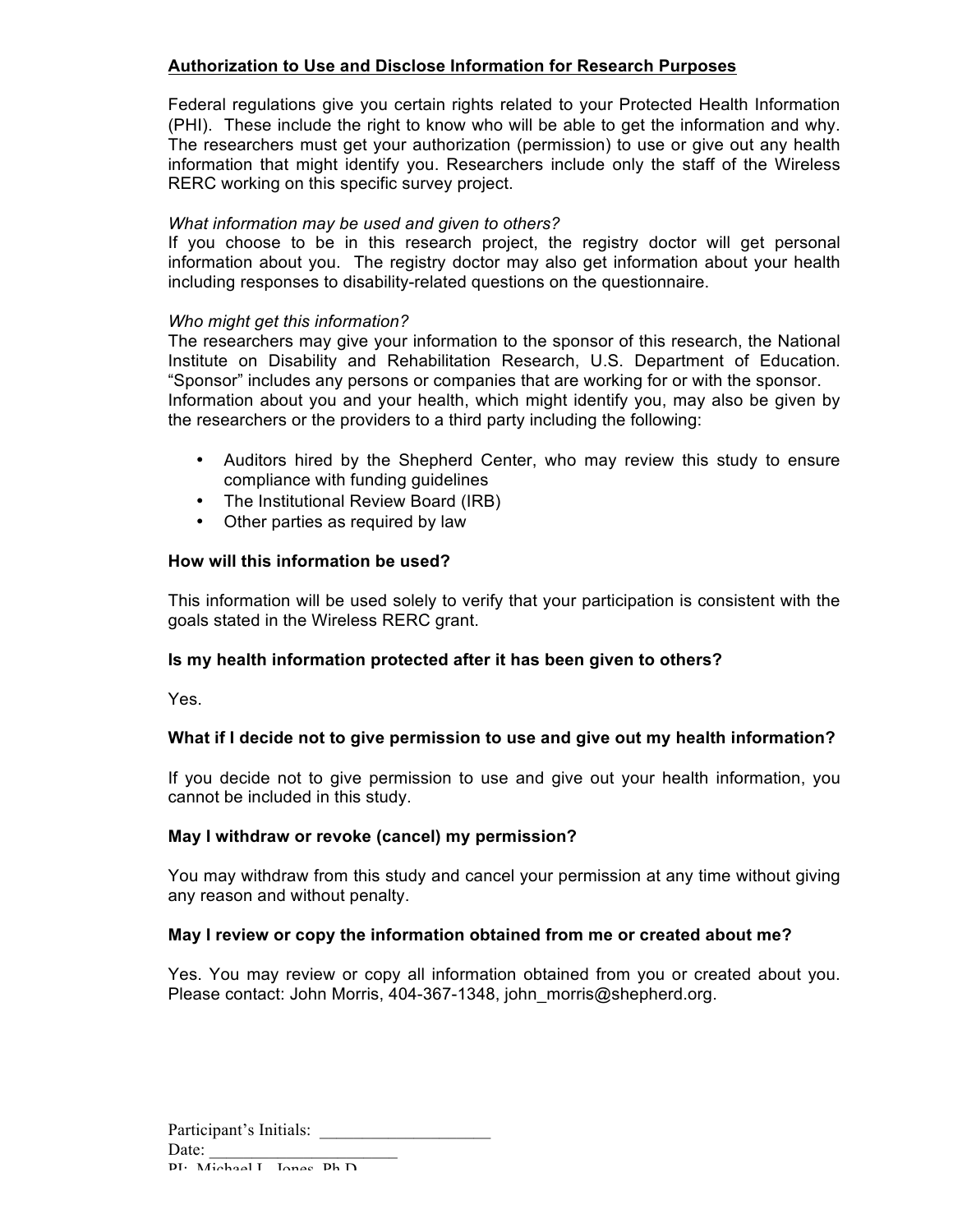**Authorization to Use and Disclose Information for Research Purposes**

Federal regulations give you certain rights related to your Protected Health Information (PHI). These include the right to know who will be able to get the information and why. The researchers must get your authorization (permission) to use or give out any health information that might identify you. Researchers include only the staff of the Wireless RERC working on this specific survey project.

*What information may be used and given to others?*

If you choose to be in this research project, the registry doctor will get personal information about you. The registry doctor may also get information about your health including responses to disability-related questions on the questionnaire.

*Who might get this information?*

The researchers may give your information to the sponsor of this research, the National Institute on Disability and Rehabilitation Research, U.S. Department of Education. "Sponsor" includes any persons or companies that are working for or with the sponsor. Information about you and your health, which might identify you, may also be given by the researchers or the providers to a third party including the following:

- Auditors hired by the Shepherd Center, who may review this study to ensure compliance with funding guidelines
- The Institutional Review Board (IRB)
- Other parties as required by law

**How will this information be used?**

This information will be used solely to verify that your participation is consistent with the goals stated in the Wireless RERC grant.

**Is my health information protected after it has been given to others?**

Yes.

**What if I decide not to give permission to use and give out my health information?**

If you decide not to give permission to use and give out your health information, you cannot be included in this study.

**May I withdraw or revoke (cancel) my permission?**

You may withdraw from this study and cancel your permission at any time without giving any reason and without penalty.

**May I review or copy the information obtained from me or created about me?**

Yes. You may review or copy all information obtained from you or created about you. Please contact: John Morris, 404-367-1348, john_morris@shepherd.org.

Participant's Initials: ____________________

Date: ______________________

PI: Michael L. Jones, Ph.D.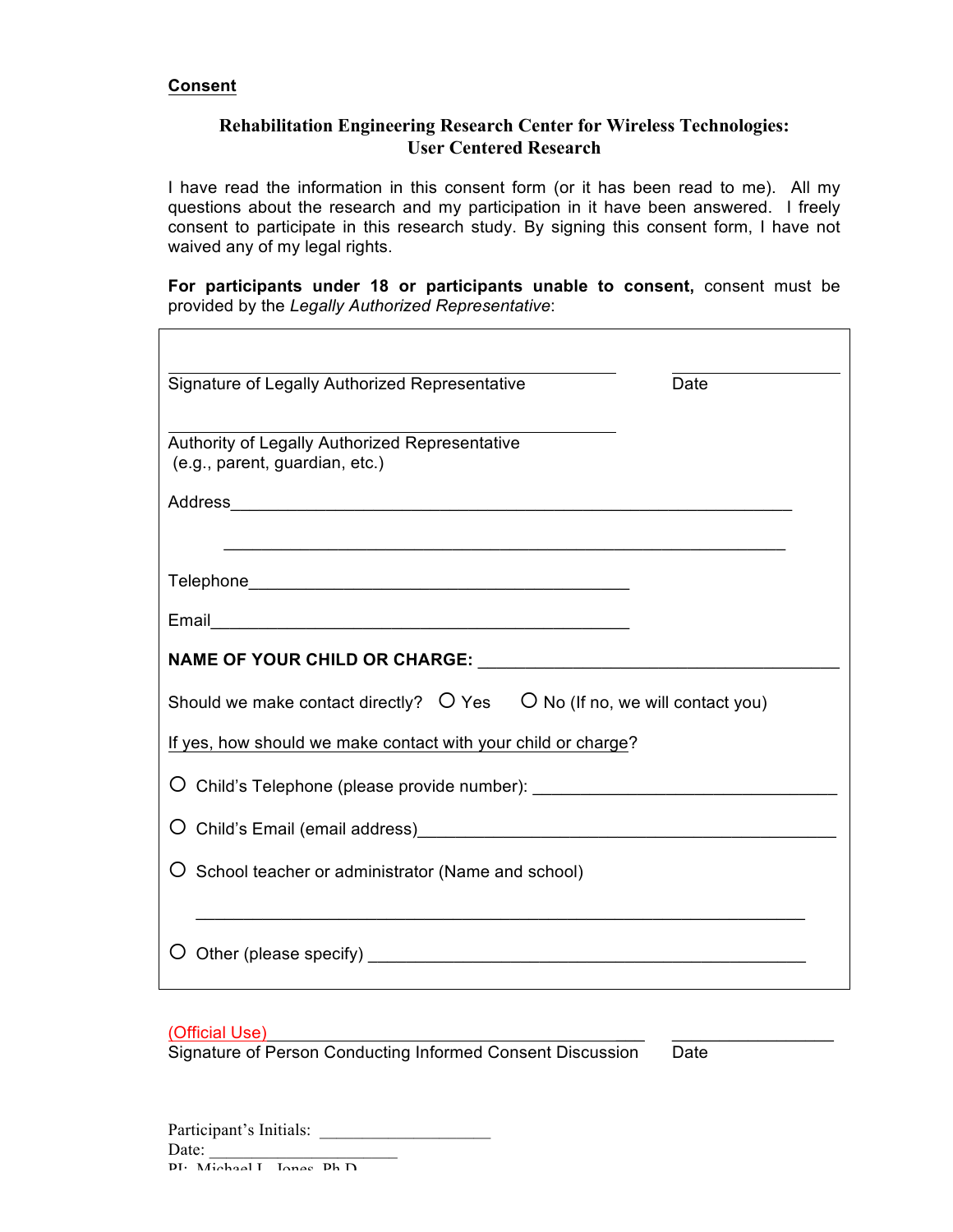**Consent**

**Rehabilitation Engineering Research Center for Wireless Technologies: User Centered Research**

I have read the information in this consent form (or it has been read to me). All my questions about the research and my participation in it have been answered. I freely consent to participate in this research study. By signing this consent form, I have not waived any of my legal rights.

**For participants under 18 or participants unable to consent,** consent must be provided by the *Legally Authorized Representative*:

\_\_\_\_\_\_\_\_\_\_\_\_\_\_\_\_\_\_\_\_\_\_\_\_\_\_\_\_\_\_\_\_\_\_\_\_\_\_\_\_\_\_\_\_ \_\_\_\_\_\_\_\_\_\_\_\_\_\_\_\_

Signature of Legally Authorized Representative Date

\_\_\_\_\_\_\_\_\_\_\_\_\_\_\_\_\_\_\_\_\_\_\_\_\_\_\_\_\_\_\_\_\_\_\_\_\_\_\_\_\_\_\_\_

Authority of Legally Authorized Representative
(e.g., parent, guardian, etc.)

Address\_\_\_\_\_\_\_\_\_\_\_\_\_\_\_\_\_\_\_\_\_\_\_\_\_\_\_\_\_\_\_\_\_\_\_\_\_\_\_\_\_\_\_\_\_\_\_\_\_\_\_\_\_

\_\_\_\_\_\_\_\_\_\_\_\_\_\_\_\_\_\_\_\_\_\_\_\_\_\_\_\_\_\_\_\_\_\_\_\_\_\_\_\_\_\_\_\_\_\_\_\_\_\_\_\_\_

Telephone\_\_\_\_\_\_\_\_\_\_\_\_\_\_\_\_\_\_\_\_\_\_\_\_\_\_\_\_\_\_\_\_\_\_\_\_

Email\_\_\_\_\_\_\_\_\_\_\_\_\_\_\_\_\_\_\_\_\_\_\_\_\_\_\_\_\_\_\_\_\_\_\_\_\_\_\_

**NAME OF YOUR CHILD OR CHARGE:** \_\_\_\_\_\_\_\_\_\_\_\_\_\_\_\_\_\_\_\_\_\_\_\_\_\_\_\_\_\_\_\_

Should we make contact directly? ○ Yes ○ No (If no, we will contact you)

If yes, how should we make contact with your child or charge?

○ Child's Telephone (please provide number): \_\_\_\_\_\_\_\_\_\_\_\_\_\_\_\_\_\_\_\_\_\_\_\_\_\_\_\_

○ Child's Email (email address)\_\_\_\_\_\_\_\_\_\_\_\_\_\_\_\_\_\_\_\_\_\_\_\_\_\_\_\_\_\_\_\_\_\_\_\_

○ School teacher or administrator (Name and school)

\_\_\_\_\_\_\_\_\_\_\_\_\_\_\_\_\_\_\_\_\_\_\_\_\_\_\_\_\_\_\_\_\_\_\_\_\_\_\_\_\_\_\_\_\_\_\_\_\_\_\_\_\_\_\_\_

○ Other (please specify) \_\_\_\_\_\_\_\_\_\_\_\_\_\_\_\_\_\_\_\_\_\_\_\_\_\_\_\_\_\_\_\_\_\_\_\_\_\_\_\_\_

(Official Use)\_\_\_\_\_\_\_\_\_\_\_\_\_\_\_\_\_\_\_\_\_\_\_\_\_\_\_\_\_\_\_\_\_\_\_\_ \_\_\_\_\_\_\_\_\_\_\_\_\_\_\_\_

Signature of Person Conducting Informed Consent Discussion Date

Participant's Initials: \_\_\_\_\_\_\_\_\_\_\_\_\_\_\_\_\_\_\_\_
Date: \_\_\_\_\_\_\_\_\_\_\_\_\_\_\_\_\_\_\_\_\_\_
PI: Michael L. Jones, Ph.D.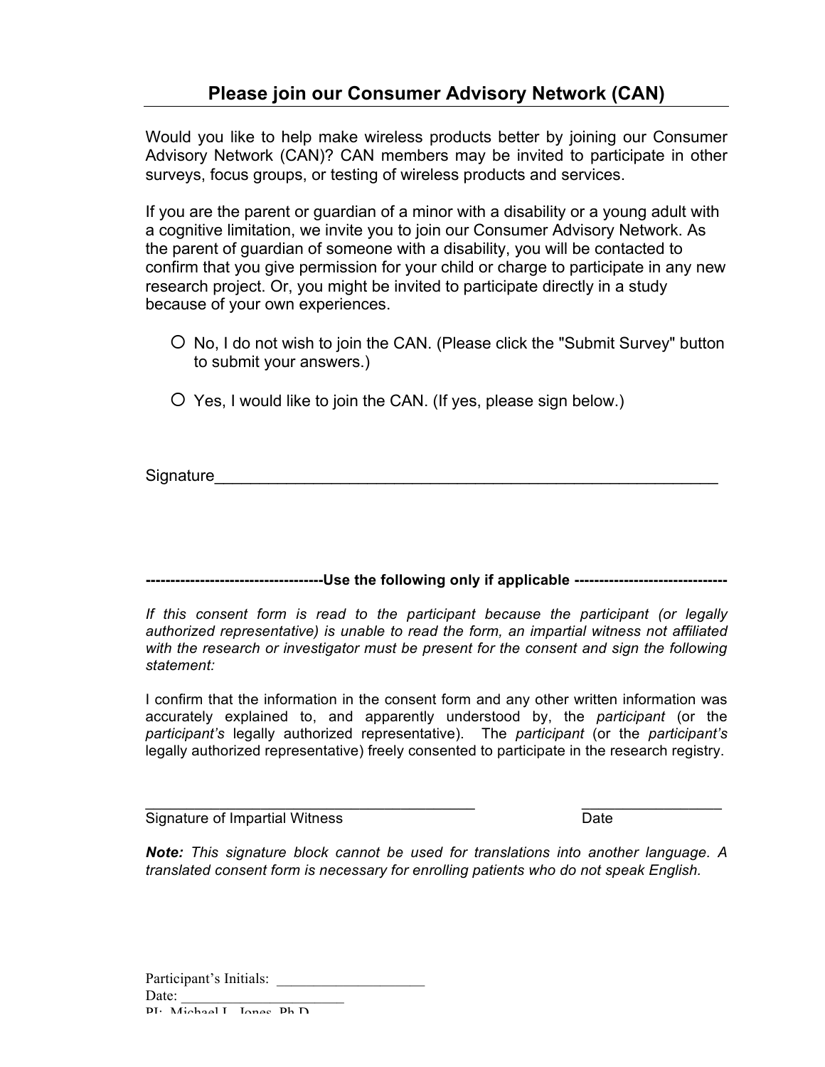## Please join our Consumer Advisory Network (CAN)

Would you like to help make wireless products better by joining our Consumer Advisory Network (CAN)? CAN members may be invited to participate in other surveys, focus groups, or testing of wireless products and services.

If you are the parent or guardian of a minor with a disability or a young adult with a cognitive limitation, we invite you to join our Consumer Advisory Network. As the parent of guardian of someone with a disability, you will be contacted to confirm that you give permission for your child or charge to participate in any new research project. Or, you might be invited to participate directly in a study because of your own experiences.

- ○ No, I do not wish to join the CAN. (Please click the "Submit Survey" button to submit your answers.)
- ○ Yes, I would like to join the CAN. (If yes, please sign below.)

Signature_______________________________________________________

**------------------------------------Use the following only if applicable -------------------------------**

*If this consent form is read to the participant because the participant (or legally authorized representative) is unable to read the form, an impartial witness not affiliated with the research or investigator must be present for the consent and sign the following statement:*

I confirm that the information in the consent form and any other written information was accurately explained to, and apparently understood by, the *participant* (or the *participant's* legally authorized representative). The *participant* (or the *participant's* legally authorized representative) freely consented to participate in the research registry.

________________________________________ _________________
Signature of Impartial Witness Date

***Note:*** *This signature block cannot be used for translations into another language. A translated consent form is necessary for enrolling patients who do not speak English.*

Participant's Initials: ____________________
Date: ______________________
PI: Michael L. Jones, Ph.D.